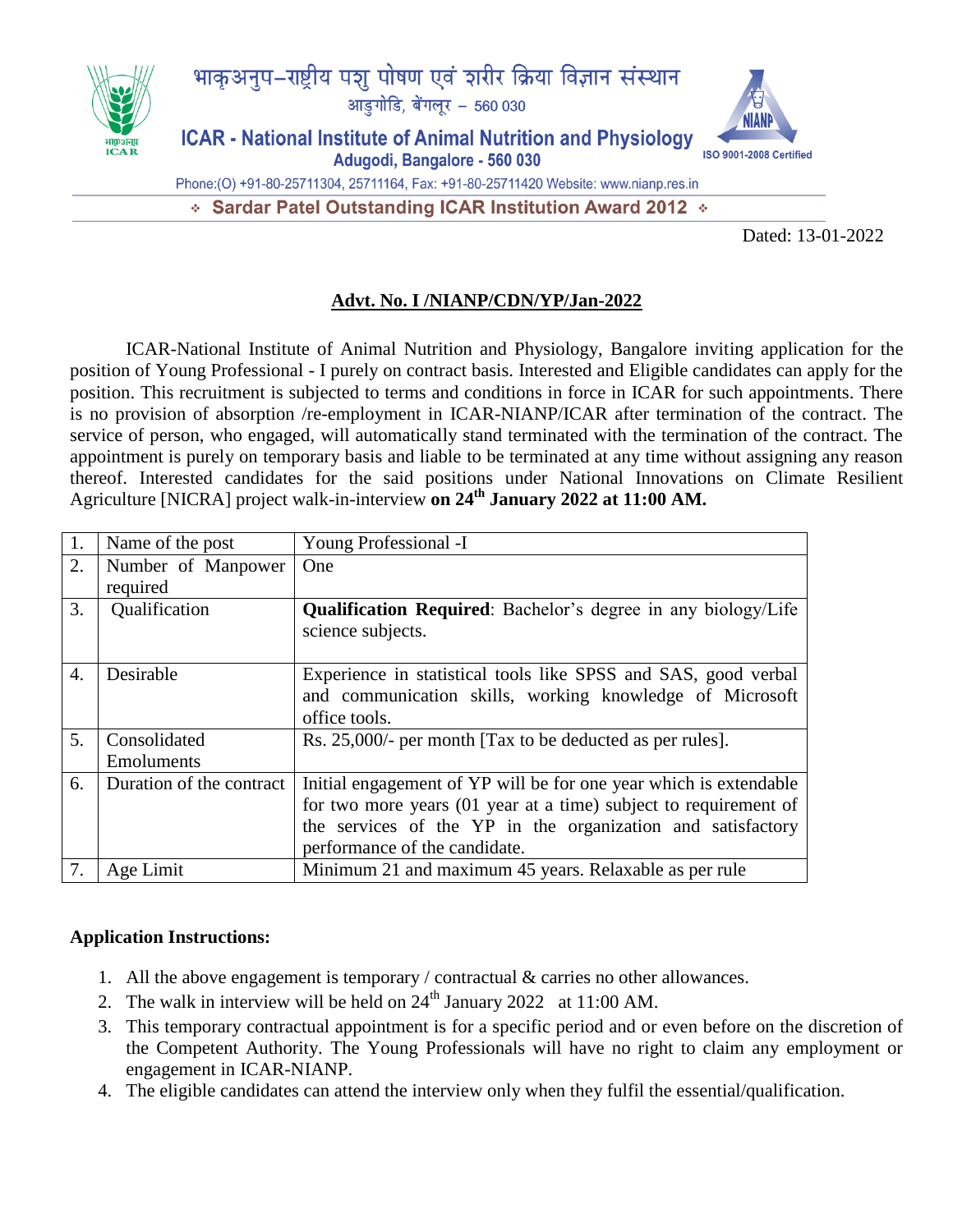भाकृअनुप–राष्ट्रीय पशु पोषण एवं शरीर क्रिया विज्ञान संस्थान

आडुगोडि, बेंगलूर – 560 030

**ICAR - National Institute of Animal Nutrition and Physiology**

**Adugodi, Bangalore - 560 030**

ISO 9001-2008 Certified

Phone:(O) +91-80-25711304, 25711164, Fax: +91-80-25711420 Website: www.nianp.res.in

❖ **Sardar Patel Outstanding ICAR Institution Award 2012** ❖

Dated: 13-01-2022

**Advt. No. I /NIANP/CDN/YP/Jan-2022**

ICAR-National Institute of Animal Nutrition and Physiology, Bangalore inviting application for the position of Young Professional - I purely on contract basis. Interested and Eligible candidates can apply for the position. This recruitment is subjected to terms and conditions in force in ICAR for such appointments. There is no provision of absorption /re-employment in ICAR-NIANP/ICAR after termination of the contract. The service of person, who engaged, will automatically stand terminated with the termination of the contract. The appointment is purely on temporary basis and liable to be terminated at any time without assigning any reason thereof. Interested candidates for the said positions under National Innovations on Climate Resilient Agriculture [NICRA] project walk-in-interview **on 24th January 2022 at 11:00 AM.**

| | | |
|---|---|---|
| 1. | Name of the post | Young Professional -I |
| 2. | Number of Manpower required | One |
| 3. | Qualification | **Qualification Required**: Bachelor's degree in any biology/Life science subjects. |
| 4. | Desirable | Experience in statistical tools like SPSS and SAS, good verbal and communication skills, working knowledge of Microsoft office tools. |
| 5. | Consolidated Emoluments | Rs. 25,000/- per month [Tax to be deducted as per rules]. |
| 6. | Duration of the contract | Initial engagement of YP will be for one year which is extendable for two more years (01 year at a time) subject to requirement of the services of the YP in the organization and satisfactory performance of the candidate. |
| 7. | Age Limit | Minimum 21 and maximum 45 years. Relaxable as per rule |

**Application Instructions:**

1. All the above engagement is temporary / contractual & carries no other allowances.
2. The walk in interview will be held on 24th January 2022 at 11:00 AM.
3. This temporary contractual appointment is for a specific period and or even before on the discretion of the Competent Authority. The Young Professionals will have no right to claim any employment or engagement in ICAR-NIANP.
4. The eligible candidates can attend the interview only when they fulfil the essential/qualification.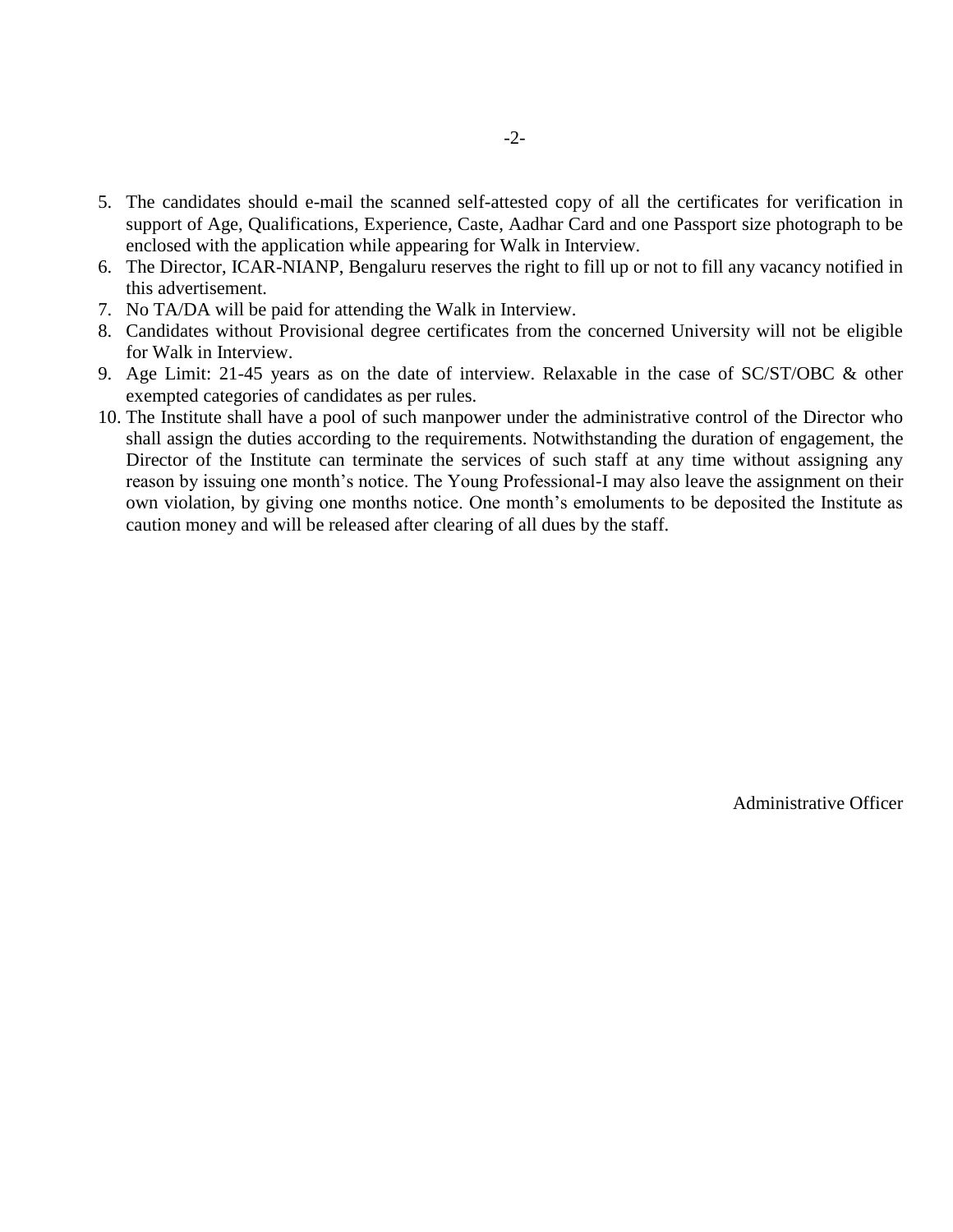5. The candidates should e-mail the scanned self-attested copy of all the certificates for verification in support of Age, Qualifications, Experience, Caste, Aadhar Card and one Passport size photograph to be enclosed with the application while appearing for Walk in Interview.
6. The Director, ICAR-NIANP, Bengaluru reserves the right to fill up or not to fill any vacancy notified in this advertisement.
7. No TA/DA will be paid for attending the Walk in Interview.
8. Candidates without Provisional degree certificates from the concerned University will not be eligible for Walk in Interview.
9. Age Limit: 21-45 years as on the date of interview. Relaxable in the case of SC/ST/OBC & other exempted categories of candidates as per rules.
10. The Institute shall have a pool of such manpower under the administrative control of the Director who shall assign the duties according to the requirements. Notwithstanding the duration of engagement, the Director of the Institute can terminate the services of such staff at any time without assigning any reason by issuing one month's notice. The Young Professional-I may also leave the assignment on their own violation, by giving one months notice. One month's emoluments to be deposited the Institute as caution money and will be released after clearing of all dues by the staff.

Administrative Officer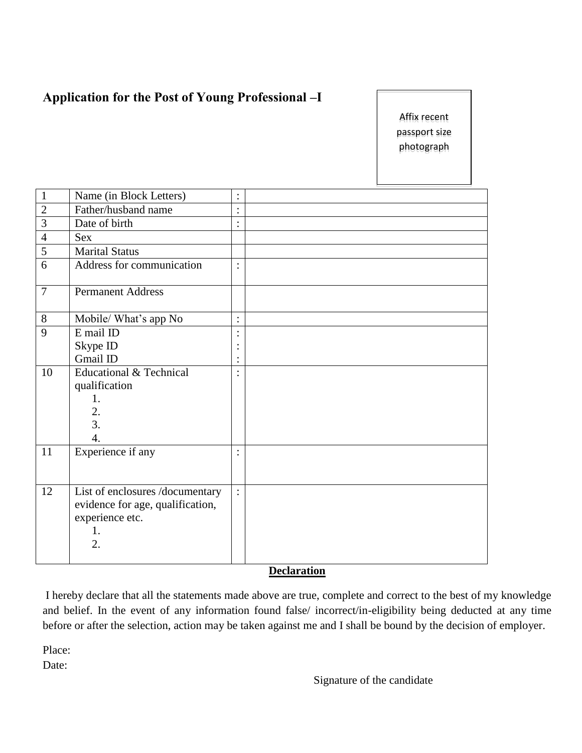## Application for the Post of Young Professional –I

Affix recent passport size photograph

| | | | |
|---|---|---|---|
| 1 | Name (in Block Letters) | : | |
| 2 | Father/husband name | : | |
| 3 | Date of birth | : | |
| 4 | Sex | | |
| 5 | Marital Status | | |
| 6 | Address for communication | : | |
| 7 | Permanent Address | | |
| 8 | Mobile/ What's app No | : | |
| 9 | E mail ID<br>Skype ID<br>Gmail ID | :<br>:<br>: | |
| 10 | Educational & Technical qualification<br>1.<br>2.<br>3.<br>4. | : | |
| 11 | Experience if any | : | |
| 12 | List of enclosures /documentary evidence for age, qualification, experience etc.<br>1.<br>2. | : | |

**Declaration**

I hereby declare that all the statements made above are true, complete and correct to the best of my knowledge and belief. In the event of any information found false/ incorrect/in-eligibility being deducted at any time before or after the selection, action may be taken against me and I shall be bound by the decision of employer.

Place:

Date:

Signature of the candidate